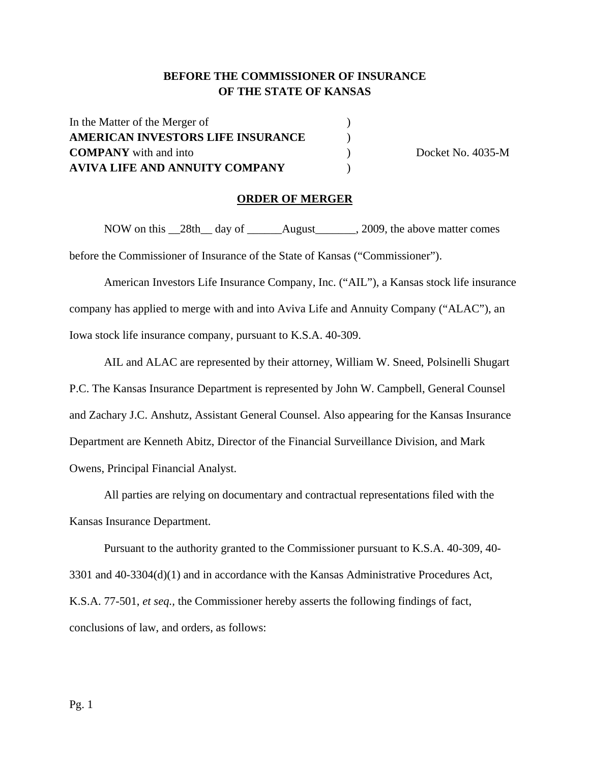**BEFORE THE COMMISSIONER OF INSURANCE**
**OF THE STATE OF KANSAS**

| | | |
|---|---|---|
| In the Matter of the Merger of | ) | |
| **AMERICAN INVESTORS LIFE INSURANCE** | ) | |
| **COMPANY** with and into | ) | Docket No. 4035-M |
| **AVIVA LIFE AND ANNUITY COMPANY** | ) | |

**ORDER OF MERGER**

NOW on this __28th__ day of ______August_______, 2009, the above matter comes before the Commissioner of Insurance of the State of Kansas ("Commissioner").

American Investors Life Insurance Company, Inc. ("AIL"), a Kansas stock life insurance company has applied to merge with and into Aviva Life and Annuity Company ("ALAC"), an Iowa stock life insurance company, pursuant to K.S.A. 40-309.

AIL and ALAC are represented by their attorney, William W. Sneed, Polsinelli Shugart P.C. The Kansas Insurance Department is represented by John W. Campbell, General Counsel and Zachary J.C. Anshutz, Assistant General Counsel. Also appearing for the Kansas Insurance Department are Kenneth Abitz, Director of the Financial Surveillance Division, and Mark Owens, Principal Financial Analyst.

All parties are relying on documentary and contractual representations filed with the Kansas Insurance Department.

Pursuant to the authority granted to the Commissioner pursuant to K.S.A. 40-309, 40-3301 and 40-3304(d)(1) and in accordance with the Kansas Administrative Procedures Act, K.S.A. 77-501, *et seq.*, the Commissioner hereby asserts the following findings of fact, conclusions of law, and orders, as follows: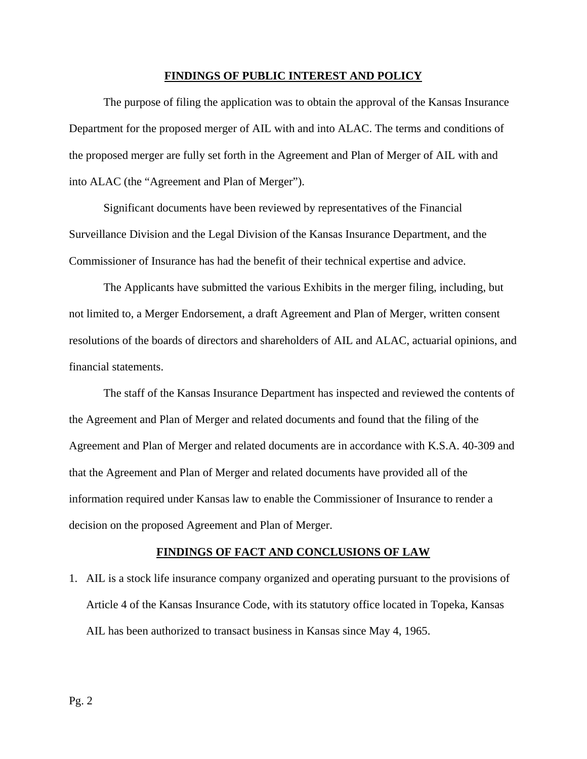## FINDINGS OF PUBLIC INTEREST AND POLICY

The purpose of filing the application was to obtain the approval of the Kansas Insurance Department for the proposed merger of AIL with and into ALAC. The terms and conditions of the proposed merger are fully set forth in the Agreement and Plan of Merger of AIL with and into ALAC (the "Agreement and Plan of Merger").

Significant documents have been reviewed by representatives of the Financial Surveillance Division and the Legal Division of the Kansas Insurance Department, and the Commissioner of Insurance has had the benefit of their technical expertise and advice.

The Applicants have submitted the various Exhibits in the merger filing, including, but not limited to, a Merger Endorsement, a draft Agreement and Plan of Merger, written consent resolutions of the boards of directors and shareholders of AIL and ALAC, actuarial opinions, and financial statements.

The staff of the Kansas Insurance Department has inspected and reviewed the contents of the Agreement and Plan of Merger and related documents and found that the filing of the Agreement and Plan of Merger and related documents are in accordance with K.S.A. 40-309 and that the Agreement and Plan of Merger and related documents have provided all of the information required under Kansas law to enable the Commissioner of Insurance to render a decision on the proposed Agreement and Plan of Merger.

## FINDINGS OF FACT AND CONCLUSIONS OF LAW

1. AIL is a stock life insurance company organized and operating pursuant to the provisions of Article 4 of the Kansas Insurance Code, with its statutory office located in Topeka, Kansas AIL has been authorized to transact business in Kansas since May 4, 1965.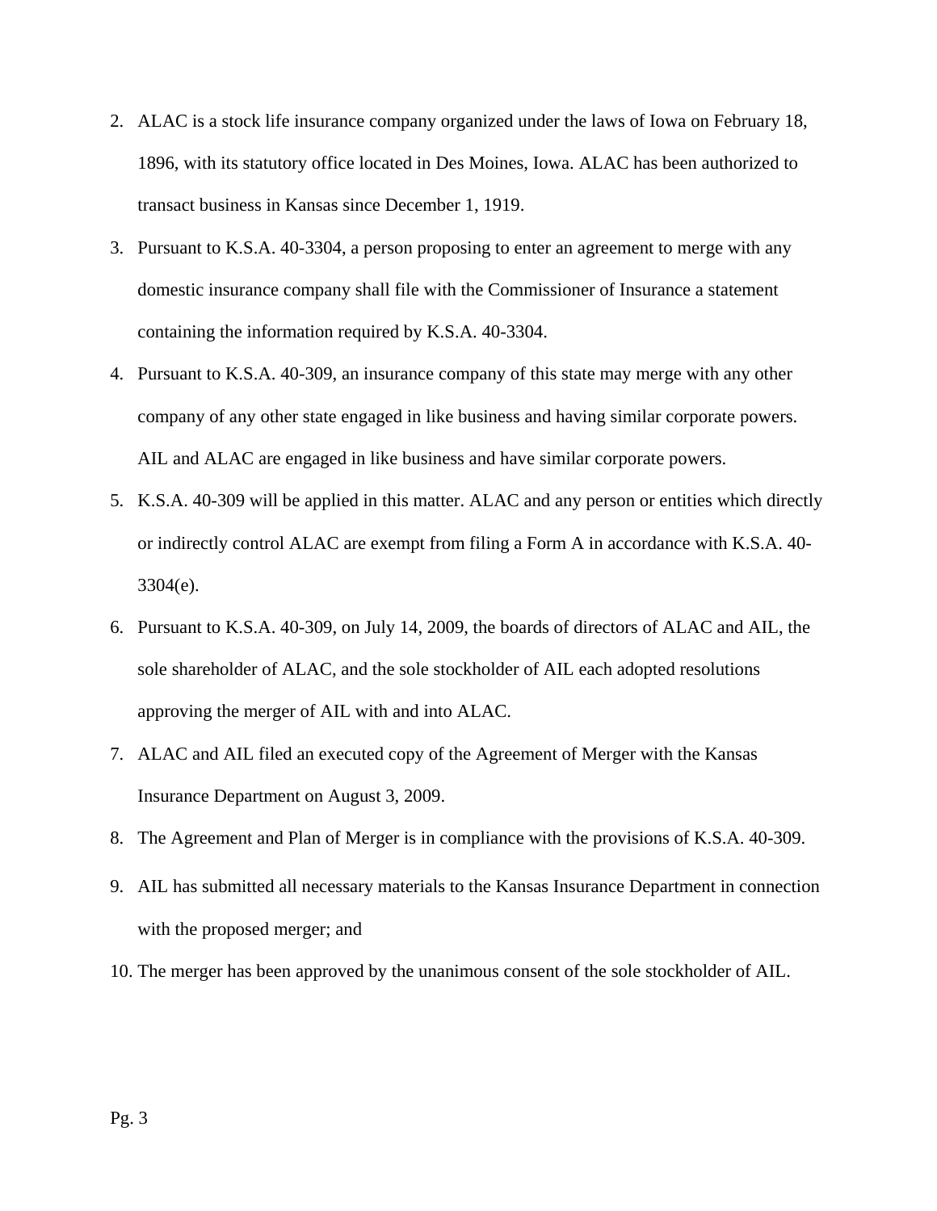2. ALAC is a stock life insurance company organized under the laws of Iowa on February 18, 1896, with its statutory office located in Des Moines, Iowa. ALAC has been authorized to transact business in Kansas since December 1, 1919.
3. Pursuant to K.S.A. 40-3304, a person proposing to enter an agreement to merge with any domestic insurance company shall file with the Commissioner of Insurance a statement containing the information required by K.S.A. 40-3304.
4. Pursuant to K.S.A. 40-309, an insurance company of this state may merge with any other company of any other state engaged in like business and having similar corporate powers. AIL and ALAC are engaged in like business and have similar corporate powers.
5. K.S.A. 40-309 will be applied in this matter. ALAC and any person or entities which directly or indirectly control ALAC are exempt from filing a Form A in accordance with K.S.A. 40-3304(e).
6. Pursuant to K.S.A. 40-309, on July 14, 2009, the boards of directors of ALAC and AIL, the sole shareholder of ALAC, and the sole stockholder of AIL each adopted resolutions approving the merger of AIL with and into ALAC.
7. ALAC and AIL filed an executed copy of the Agreement of Merger with the Kansas Insurance Department on August 3, 2009.
8. The Agreement and Plan of Merger is in compliance with the provisions of K.S.A. 40-309.
9. AIL has submitted all necessary materials to the Kansas Insurance Department in connection with the proposed merger; and
10. The merger has been approved by the unanimous consent of the sole stockholder of AIL.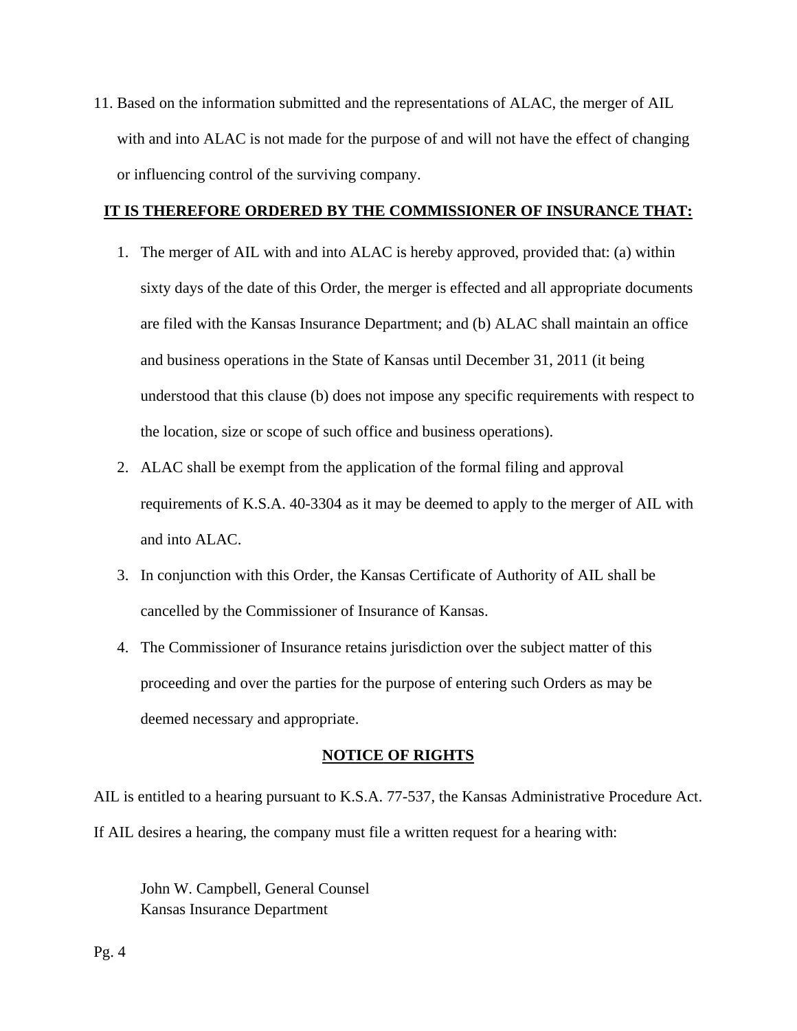11. Based on the information submitted and the representations of ALAC, the merger of AIL with and into ALAC is not made for the purpose of and will not have the effect of changing or influencing control of the surviving company.

**IT IS THEREFORE ORDERED BY THE COMMISSIONER OF INSURANCE THAT:**

1. The merger of AIL with and into ALAC is hereby approved, provided that: (a) within sixty days of the date of this Order, the merger is effected and all appropriate documents are filed with the Kansas Insurance Department; and (b) ALAC shall maintain an office and business operations in the State of Kansas until December 31, 2011 (it being understood that this clause (b) does not impose any specific requirements with respect to the location, size or scope of such office and business operations).
2. ALAC shall be exempt from the application of the formal filing and approval requirements of K.S.A. 40-3304 as it may be deemed to apply to the merger of AIL with and into ALAC.
3. In conjunction with this Order, the Kansas Certificate of Authority of AIL shall be cancelled by the Commissioner of Insurance of Kansas.
4. The Commissioner of Insurance retains jurisdiction over the subject matter of this proceeding and over the parties for the purpose of entering such Orders as may be deemed necessary and appropriate.

**NOTICE OF RIGHTS**

AIL is entitled to a hearing pursuant to K.S.A. 77-537, the Kansas Administrative Procedure Act. If AIL desires a hearing, the company must file a written request for a hearing with:

John W. Campbell, General Counsel
Kansas Insurance Department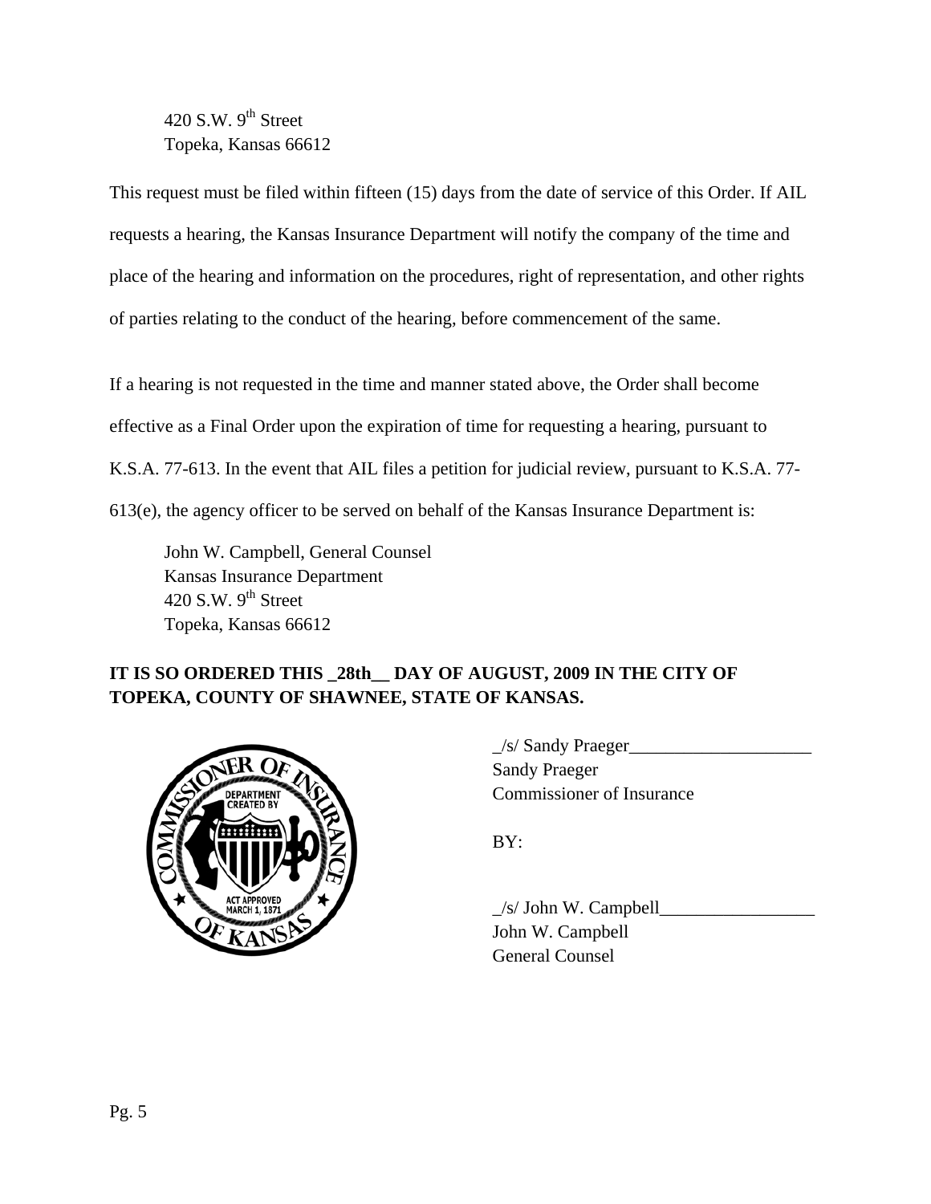420 S.W. 9th Street
Topeka, Kansas 66612

This request must be filed within fifteen (15) days from the date of service of this Order. If AIL requests a hearing, the Kansas Insurance Department will notify the company of the time and place of the hearing and information on the procedures, right of representation, and other rights of parties relating to the conduct of the hearing, before commencement of the same.

If a hearing is not requested in the time and manner stated above, the Order shall become effective as a Final Order upon the expiration of time for requesting a hearing, pursuant to K.S.A. 77-613. In the event that AIL files a petition for judicial review, pursuant to K.S.A. 77-613(e), the agency officer to be served on behalf of the Kansas Insurance Department is:

John W. Campbell, General Counsel
Kansas Insurance Department
420 S.W. 9th Street
Topeka, Kansas 66612

**IT IS SO ORDERED THIS _28th__ DAY OF AUGUST, 2009 IN THE CITY OF TOPEKA, COUNTY OF SHAWNEE, STATE OF KANSAS.**

_/s/ Sandy Praeger____________________
Sandy Praeger
Commissioner of Insurance

BY:

_/s/ John W. Campbell_________________
John W. Campbell
General Counsel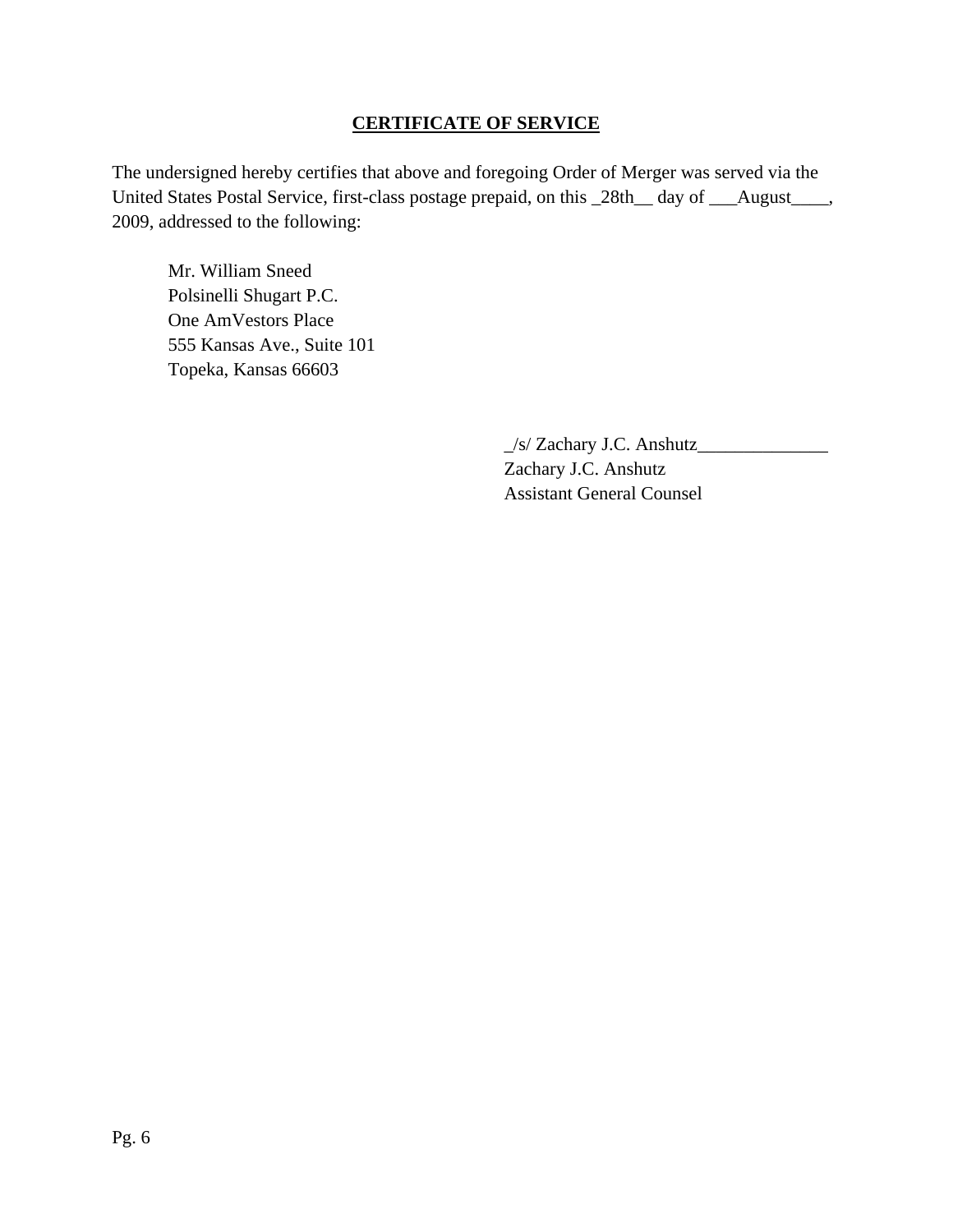**CERTIFICATE OF SERVICE**

The undersigned hereby certifies that above and foregoing Order of Merger was served via the United States Postal Service, first-class postage prepaid, on this _28th__ day of ___August____, 2009, addressed to the following:

Mr. William Sneed
Polsinelli Shugart P.C.
One AmVestors Place
555 Kansas Ave., Suite 101
Topeka, Kansas 66603

_/s/ Zachary J.C. Anshutz______________
Zachary J.C. Anshutz
Assistant General Counsel